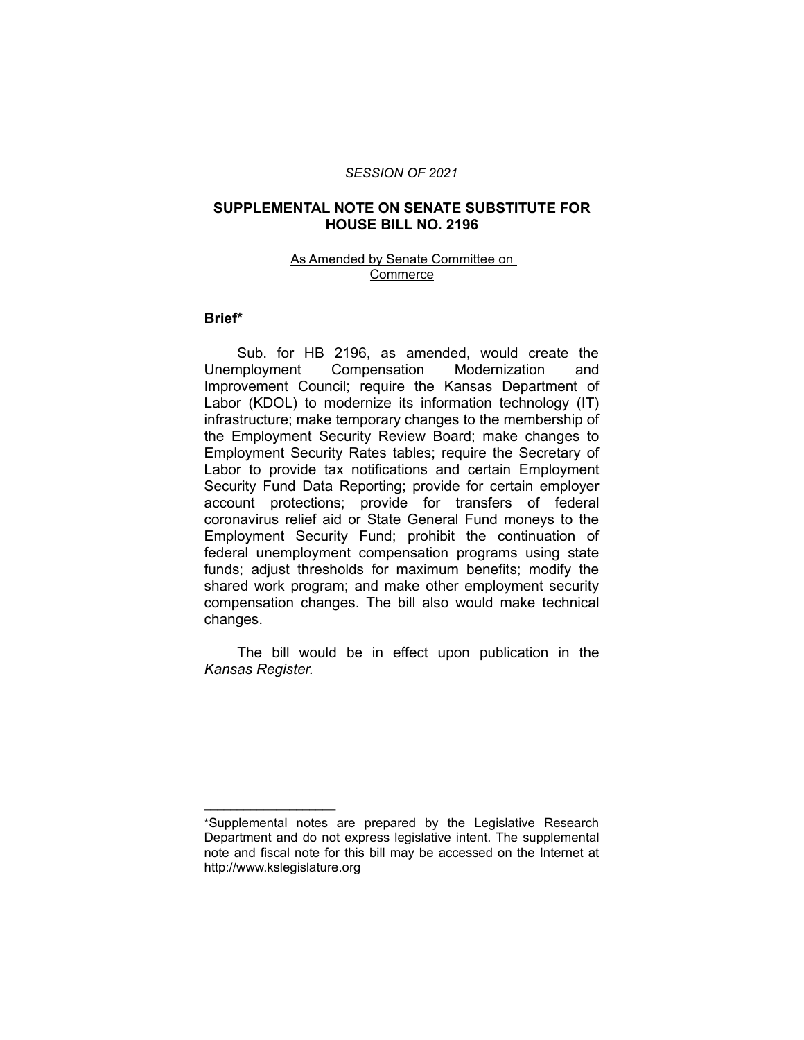*SESSION OF 2021*

# SUPPLEMENTAL NOTE ON SENATE SUBSTITUTE FOR HOUSE BILL NO. 2196

As Amended by Senate Committee on Commerce

## Brief*

Sub. for HB 2196, as amended, would create the Unemployment Compensation Modernization and Improvement Council; require the Kansas Department of Labor (KDOL) to modernize its information technology (IT) infrastructure; make temporary changes to the membership of the Employment Security Review Board; make changes to Employment Security Rates tables; require the Secretary of Labor to provide tax notifications and certain Employment Security Fund Data Reporting; provide for certain employer account protections; provide for transfers of federal coronavirus relief aid or State General Fund moneys to the Employment Security Fund; prohibit the continuation of federal unemployment compensation programs using state funds; adjust thresholds for maximum benefits; modify the shared work program; and make other employment security compensation changes. The bill also would make technical changes.

The bill would be in effect upon publication in the *Kansas Register.*

---

*Supplemental notes are prepared by the Legislative Research Department and do not express legislative intent. The supplemental note and fiscal note for this bill may be accessed on the Internet at http://www.kslegislature.org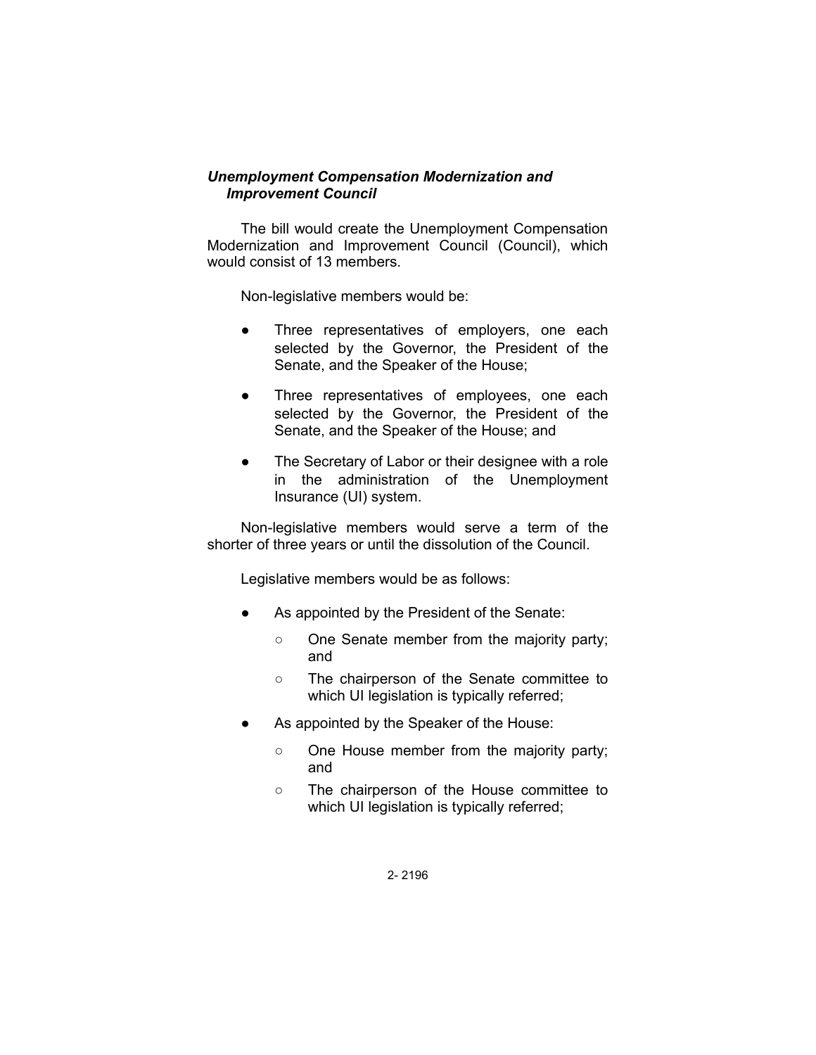### *Unemployment Compensation Modernization and Improvement Council*

The bill would create the Unemployment Compensation Modernization and Improvement Council (Council), which would consist of 13 members.

Non-legislative members would be:

- Three representatives of employers, one each selected by the Governor, the President of the Senate, and the Speaker of the House;
- Three representatives of employees, one each selected by the Governor, the President of the Senate, and the Speaker of the House; and
- The Secretary of Labor or their designee with a role in the administration of the Unemployment Insurance (UI) system.

Non-legislative members would serve a term of the shorter of three years or until the dissolution of the Council.

Legislative members would be as follows:

- As appointed by the President of the Senate:
  - One Senate member from the majority party; and
  - The chairperson of the Senate committee to which UI legislation is typically referred;
- As appointed by the Speaker of the House:
  - One House member from the majority party; and
  - The chairperson of the House committee to which UI legislation is typically referred;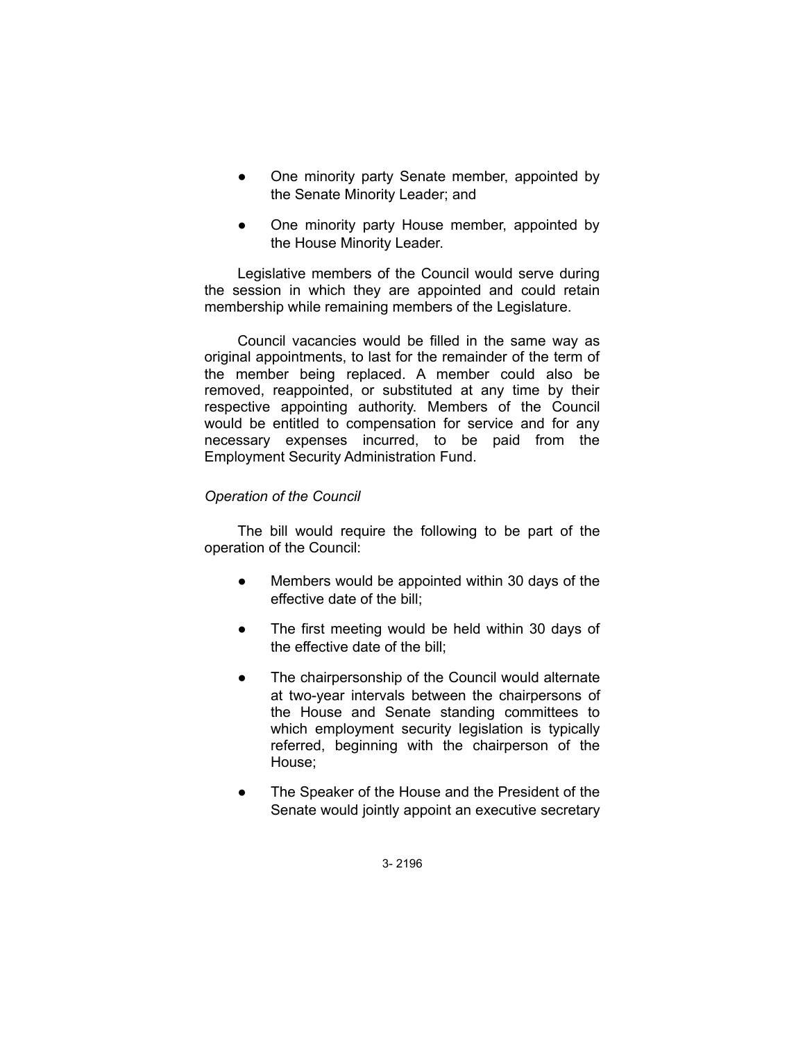- One minority party Senate member, appointed by the Senate Minority Leader; and
- One minority party House member, appointed by the House Minority Leader.

Legislative members of the Council would serve during the session in which they are appointed and could retain membership while remaining members of the Legislature.

Council vacancies would be filled in the same way as original appointments, to last for the remainder of the term of the member being replaced. A member could also be removed, reappointed, or substituted at any time by their respective appointing authority. Members of the Council would be entitled to compensation for service and for any necessary expenses incurred, to be paid from the Employment Security Administration Fund.

*Operation of the Council*

The bill would require the following to be part of the operation of the Council:

- Members would be appointed within 30 days of the effective date of the bill;
- The first meeting would be held within 30 days of the effective date of the bill;
- The chairpersonship of the Council would alternate at two-year intervals between the chairpersons of the House and Senate standing committees to which employment security legislation is typically referred, beginning with the chairperson of the House;
- The Speaker of the House and the President of the Senate would jointly appoint an executive secretary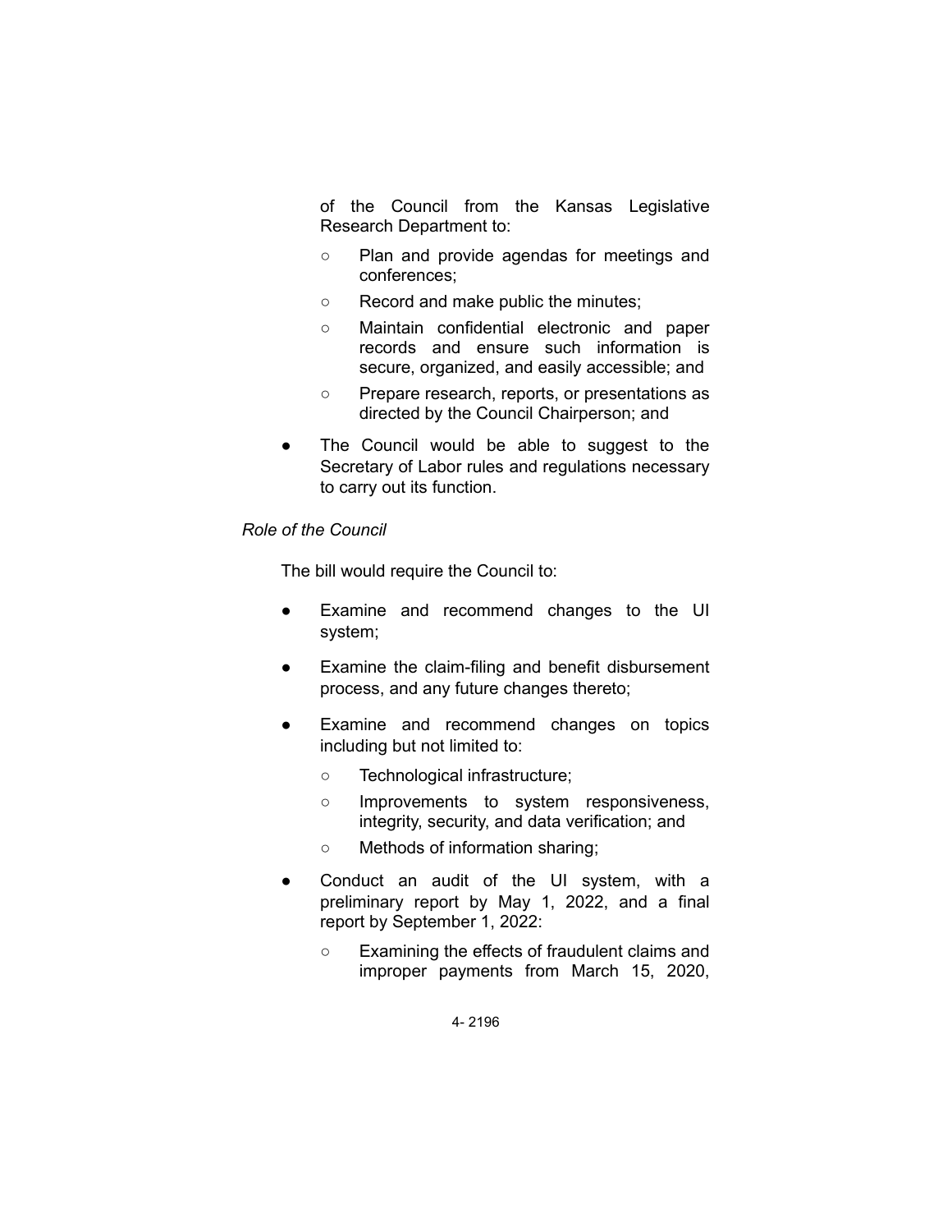of the Council from the Kansas Legislative Research Department to:

  - Plan and provide agendas for meetings and conferences;
  - Record and make public the minutes;
  - Maintain confidential electronic and paper records and ensure such information is secure, organized, and easily accessible; and
  - Prepare research, reports, or presentations as directed by the Council Chairperson; and

- The Council would be able to suggest to the Secretary of Labor rules and regulations necessary to carry out its function.

*Role of the Council*

The bill would require the Council to:

- Examine and recommend changes to the UI system;
- Examine the claim-filing and benefit disbursement process, and any future changes thereto;
- Examine and recommend changes on topics including but not limited to:
  - Technological infrastructure;
  - Improvements to system responsiveness, integrity, security, and data verification; and
  - Methods of information sharing;
- Conduct an audit of the UI system, with a preliminary report by May 1, 2022, and a final report by September 1, 2022:
  - Examining the effects of fraudulent claims and improper payments from March 15, 2020,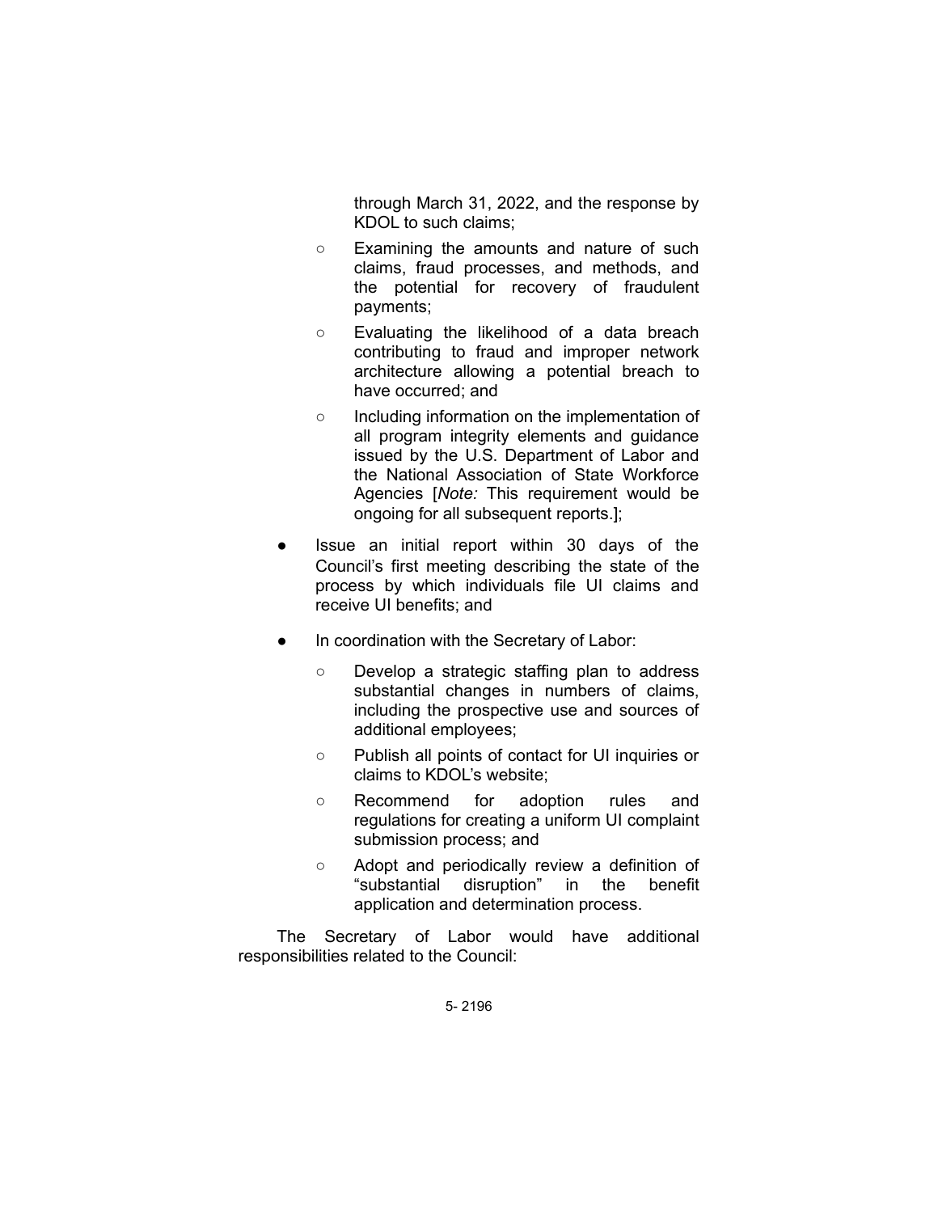through March 31, 2022, and the response by KDOL to such claims;

    - Examining the amounts and nature of such claims, fraud processes, and methods, and the potential for recovery of fraudulent payments;
    - Evaluating the likelihood of a data breach contributing to fraud and improper network architecture allowing a potential breach to have occurred; and
    - Including information on the implementation of all program integrity elements and guidance issued by the U.S. Department of Labor and the National Association of State Workforce Agencies [*Note:* This requirement would be ongoing for all subsequent reports.];

- Issue an initial report within 30 days of the Council's first meeting describing the state of the process by which individuals file UI claims and receive UI benefits; and
- In coordination with the Secretary of Labor:
    - Develop a strategic staffing plan to address substantial changes in numbers of claims, including the prospective use and sources of additional employees;
    - Publish all points of contact for UI inquiries or claims to KDOL's website;
    - Recommend for adoption rules and regulations for creating a uniform UI complaint submission process; and
    - Adopt and periodically review a definition of "substantial disruption" in the benefit application and determination process.

The Secretary of Labor would have additional responsibilities related to the Council: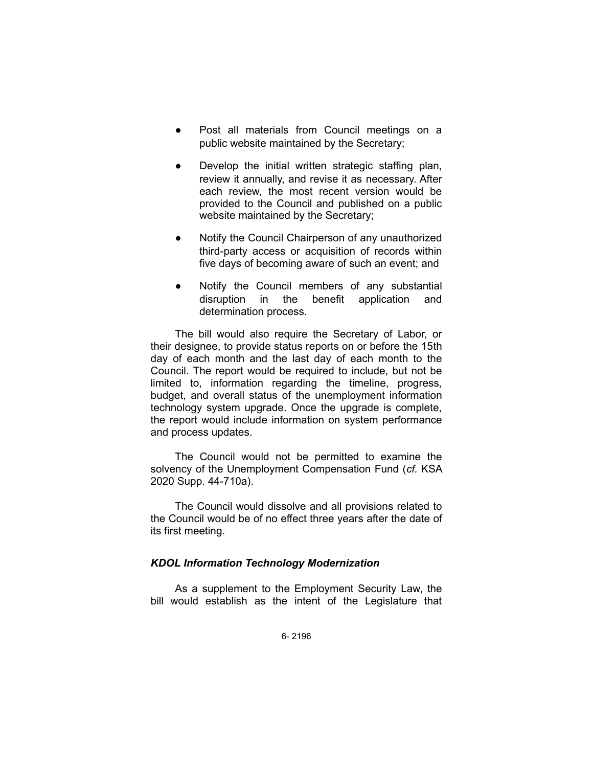- Post all materials from Council meetings on a public website maintained by the Secretary;
- Develop the initial written strategic staffing plan, review it annually, and revise it as necessary. After each review, the most recent version would be provided to the Council and published on a public website maintained by the Secretary;
- Notify the Council Chairperson of any unauthorized third-party access or acquisition of records within five days of becoming aware of such an event; and
- Notify the Council members of any substantial disruption in the benefit application and determination process.

The bill would also require the Secretary of Labor, or their designee, to provide status reports on or before the 15th day of each month and the last day of each month to the Council. The report would be required to include, but not be limited to, information regarding the timeline, progress, budget, and overall status of the unemployment information technology system upgrade. Once the upgrade is complete, the report would include information on system performance and process updates.

The Council would not be permitted to examine the solvency of the Unemployment Compensation Fund (*cf.* KSA 2020 Supp. 44-710a).

The Council would dissolve and all provisions related to the Council would be of no effect three years after the date of its first meeting.

### *KDOL Information Technology Modernization*

As a supplement to the Employment Security Law, the bill would establish as the intent of the Legislature that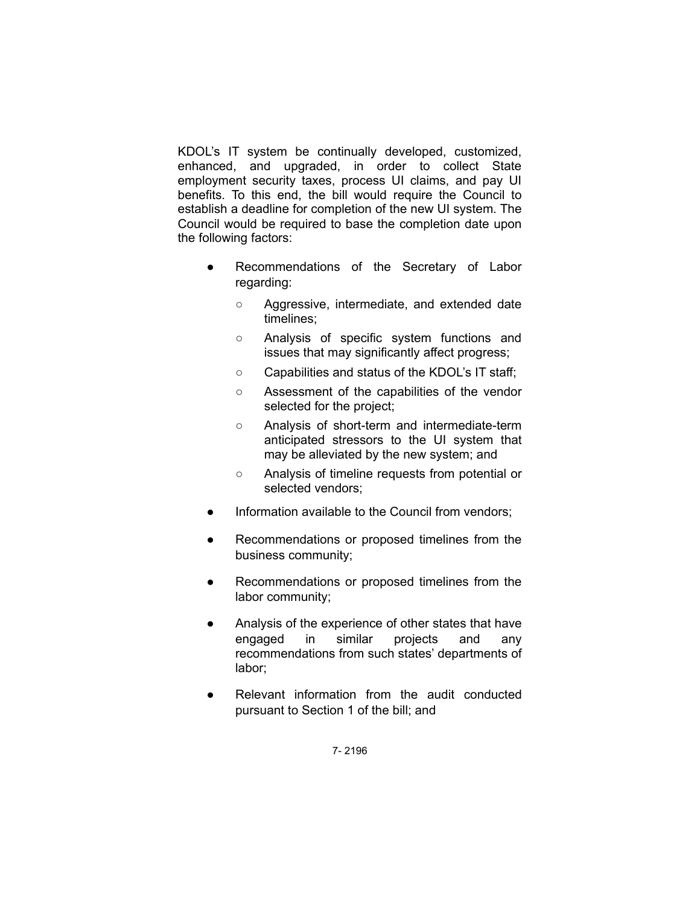KDOL's IT system be continually developed, customized, enhanced, and upgraded, in order to collect State employment security taxes, process UI claims, and pay UI benefits. To this end, the bill would require the Council to establish a deadline for completion of the new UI system. The Council would be required to base the completion date upon the following factors:

- Recommendations of the Secretary of Labor regarding:
  - Aggressive, intermediate, and extended date timelines;
  - Analysis of specific system functions and issues that may significantly affect progress;
  - Capabilities and status of the KDOL's IT staff;
  - Assessment of the capabilities of the vendor selected for the project;
  - Analysis of short-term and intermediate-term anticipated stressors to the UI system that may be alleviated by the new system; and
  - Analysis of timeline requests from potential or selected vendors;
- Information available to the Council from vendors;
- Recommendations or proposed timelines from the business community;
- Recommendations or proposed timelines from the labor community;
- Analysis of the experience of other states that have engaged in similar projects and any recommendations from such states' departments of labor;
- Relevant information from the audit conducted pursuant to Section 1 of the bill; and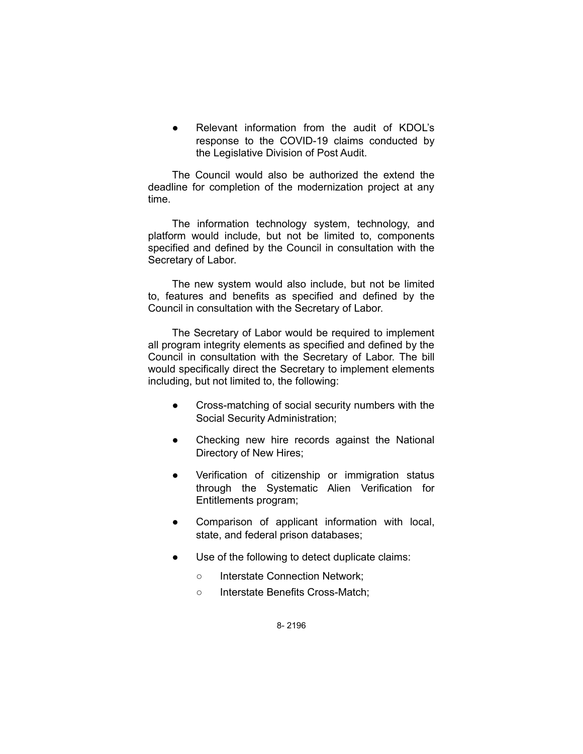- Relevant information from the audit of KDOL's response to the COVID-19 claims conducted by the Legislative Division of Post Audit.

The Council would also be authorized the extend the deadline for completion of the modernization project at any time.

The information technology system, technology, and platform would include, but not be limited to, components specified and defined by the Council in consultation with the Secretary of Labor.

The new system would also include, but not be limited to, features and benefits as specified and defined by the Council in consultation with the Secretary of Labor.

The Secretary of Labor would be required to implement all program integrity elements as specified and defined by the Council in consultation with the Secretary of Labor. The bill would specifically direct the Secretary to implement elements including, but not limited to, the following:

- Cross-matching of social security numbers with the Social Security Administration;
- Checking new hire records against the National Directory of New Hires;
- Verification of citizenship or immigration status through the Systematic Alien Verification for Entitlements program;
- Comparison of applicant information with local, state, and federal prison databases;
- Use of the following to detect duplicate claims:
  - Interstate Connection Network;
  - Interstate Benefits Cross-Match;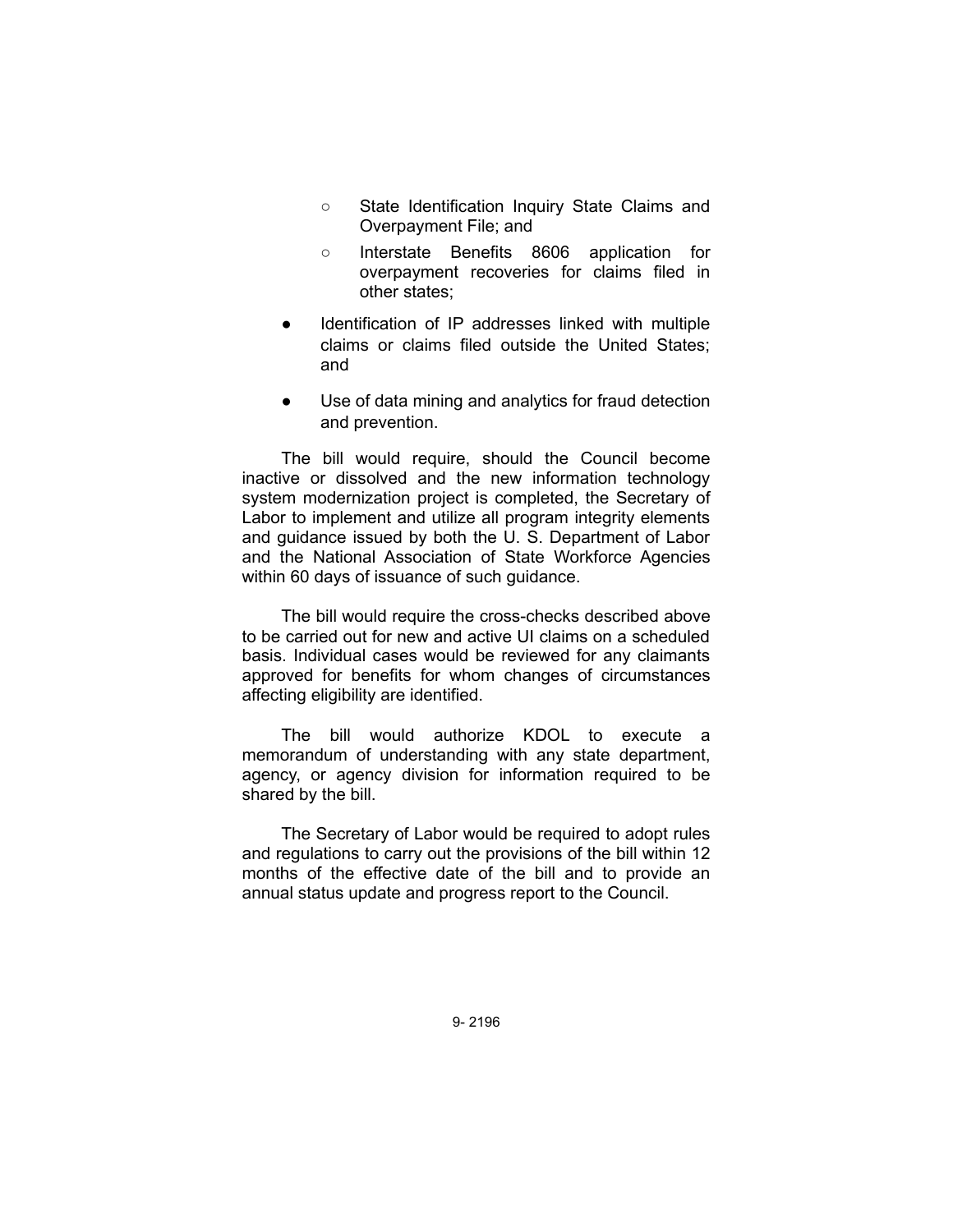- State Identification Inquiry State Claims and Overpayment File; and
  - Interstate Benefits 8606 application for overpayment recoveries for claims filed in other states;
- Identification of IP addresses linked with multiple claims or claims filed outside the United States; and
- Use of data mining and analytics for fraud detection and prevention.

The bill would require, should the Council become inactive or dissolved and the new information technology system modernization project is completed, the Secretary of Labor to implement and utilize all program integrity elements and guidance issued by both the U. S. Department of Labor and the National Association of State Workforce Agencies within 60 days of issuance of such guidance.

The bill would require the cross-checks described above to be carried out for new and active UI claims on a scheduled basis. Individual cases would be reviewed for any claimants approved for benefits for whom changes of circumstances affecting eligibility are identified.

The bill would authorize KDOL to execute a memorandum of understanding with any state department, agency, or agency division for information required to be shared by the bill.

The Secretary of Labor would be required to adopt rules and regulations to carry out the provisions of the bill within 12 months of the effective date of the bill and to provide an annual status update and progress report to the Council.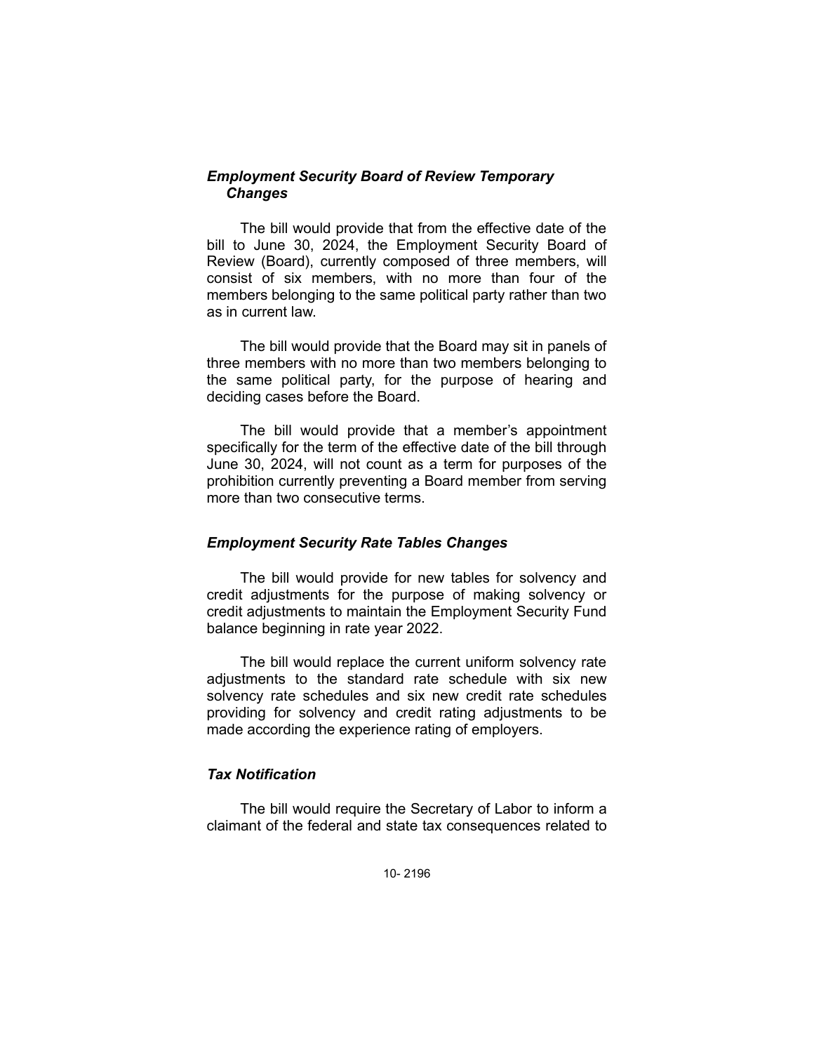### *Employment Security Board of Review Temporary Changes*

The bill would provide that from the effective date of the bill to June 30, 2024, the Employment Security Board of Review (Board), currently composed of three members, will consist of six members, with no more than four of the members belonging to the same political party rather than two as in current law.

The bill would provide that the Board may sit in panels of three members with no more than two members belonging to the same political party, for the purpose of hearing and deciding cases before the Board.

The bill would provide that a member's appointment specifically for the term of the effective date of the bill through June 30, 2024, will not count as a term for purposes of the prohibition currently preventing a Board member from serving more than two consecutive terms.

### *Employment Security Rate Tables Changes*

The bill would provide for new tables for solvency and credit adjustments for the purpose of making solvency or credit adjustments to maintain the Employment Security Fund balance beginning in rate year 2022.

The bill would replace the current uniform solvency rate adjustments to the standard rate schedule with six new solvency rate schedules and six new credit rate schedules providing for solvency and credit rating adjustments to be made according the experience rating of employers.

### *Tax Notification*

The bill would require the Secretary of Labor to inform a claimant of the federal and state tax consequences related to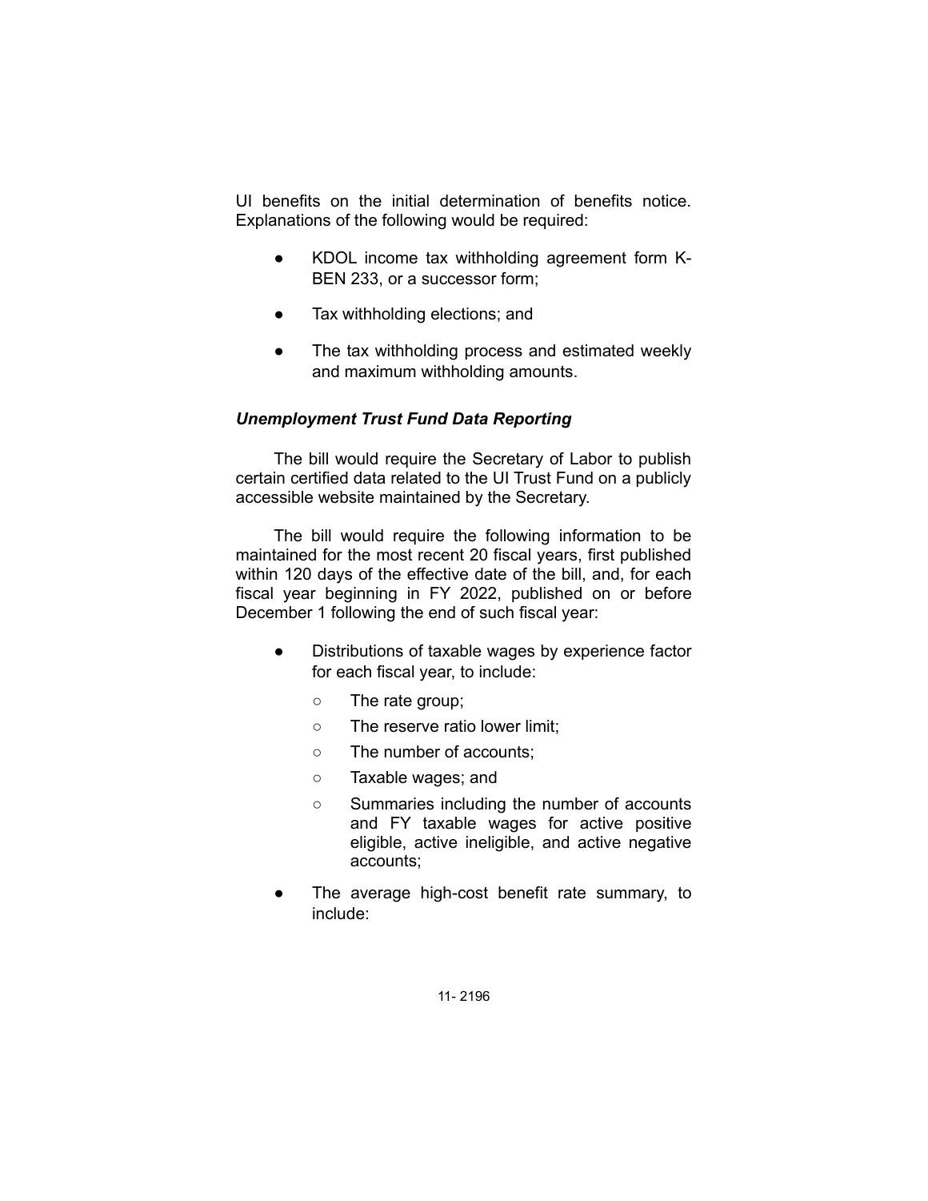UI benefits on the initial determination of benefits notice. Explanations of the following would be required:

- KDOL income tax withholding agreement form K-BEN 233, or a successor form;
- Tax withholding elections; and
- The tax withholding process and estimated weekly and maximum withholding amounts.

### *Unemployment Trust Fund Data Reporting*

The bill would require the Secretary of Labor to publish certain certified data related to the UI Trust Fund on a publicly accessible website maintained by the Secretary.

The bill would require the following information to be maintained for the most recent 20 fiscal years, first published within 120 days of the effective date of the bill, and, for each fiscal year beginning in FY 2022, published on or before December 1 following the end of such fiscal year:

- Distributions of taxable wages by experience factor for each fiscal year, to include:
  - The rate group;
  - The reserve ratio lower limit;
  - The number of accounts;
  - Taxable wages; and
  - Summaries including the number of accounts and FY taxable wages for active positive eligible, active ineligible, and active negative accounts;
- The average high-cost benefit rate summary, to include: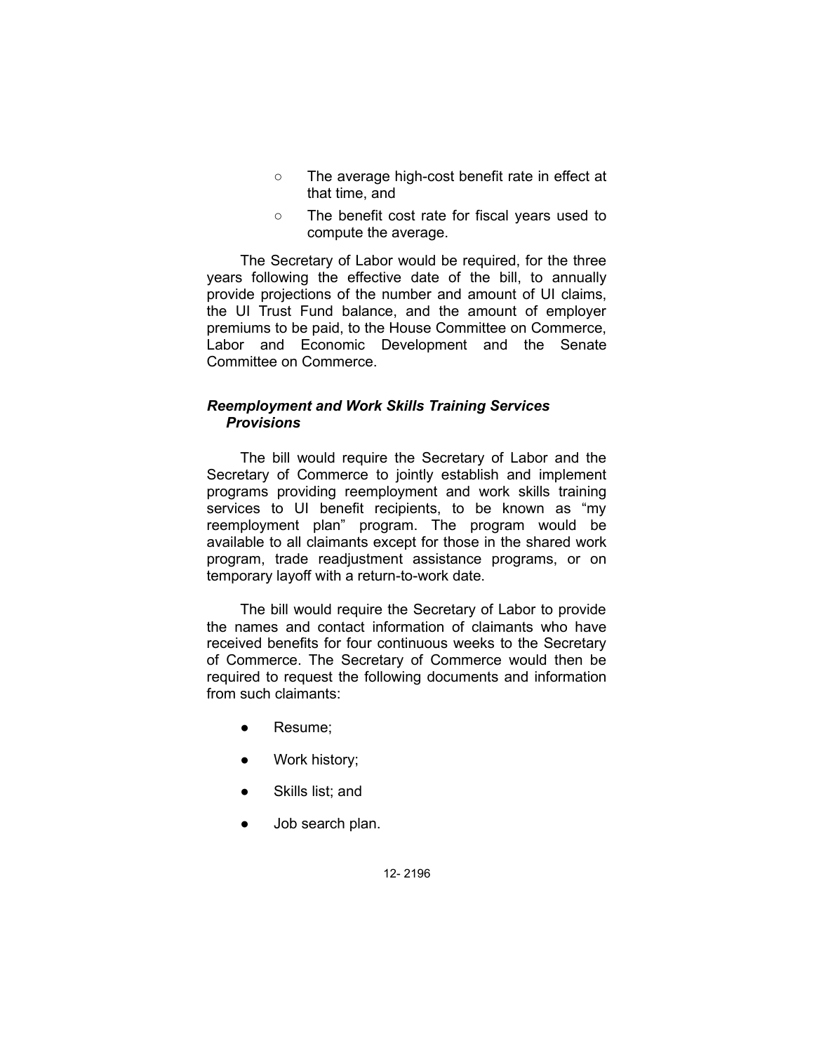- The average high-cost benefit rate in effect at that time, and
  - The benefit cost rate for fiscal years used to compute the average.

The Secretary of Labor would be required, for the three years following the effective date of the bill, to annually provide projections of the number and amount of UI claims, the UI Trust Fund balance, and the amount of employer premiums to be paid, to the House Committee on Commerce, Labor and Economic Development and the Senate Committee on Commerce.

### *Reemployment and Work Skills Training Services Provisions*

The bill would require the Secretary of Labor and the Secretary of Commerce to jointly establish and implement programs providing reemployment and work skills training services to UI benefit recipients, to be known as "my reemployment plan" program. The program would be available to all claimants except for those in the shared work program, trade readjustment assistance programs, or on temporary layoff with a return-to-work date.

The bill would require the Secretary of Labor to provide the names and contact information of claimants who have received benefits for four continuous weeks to the Secretary of Commerce. The Secretary of Commerce would then be required to request the following documents and information from such claimants:

- Resume;
- Work history;
- Skills list; and
- Job search plan.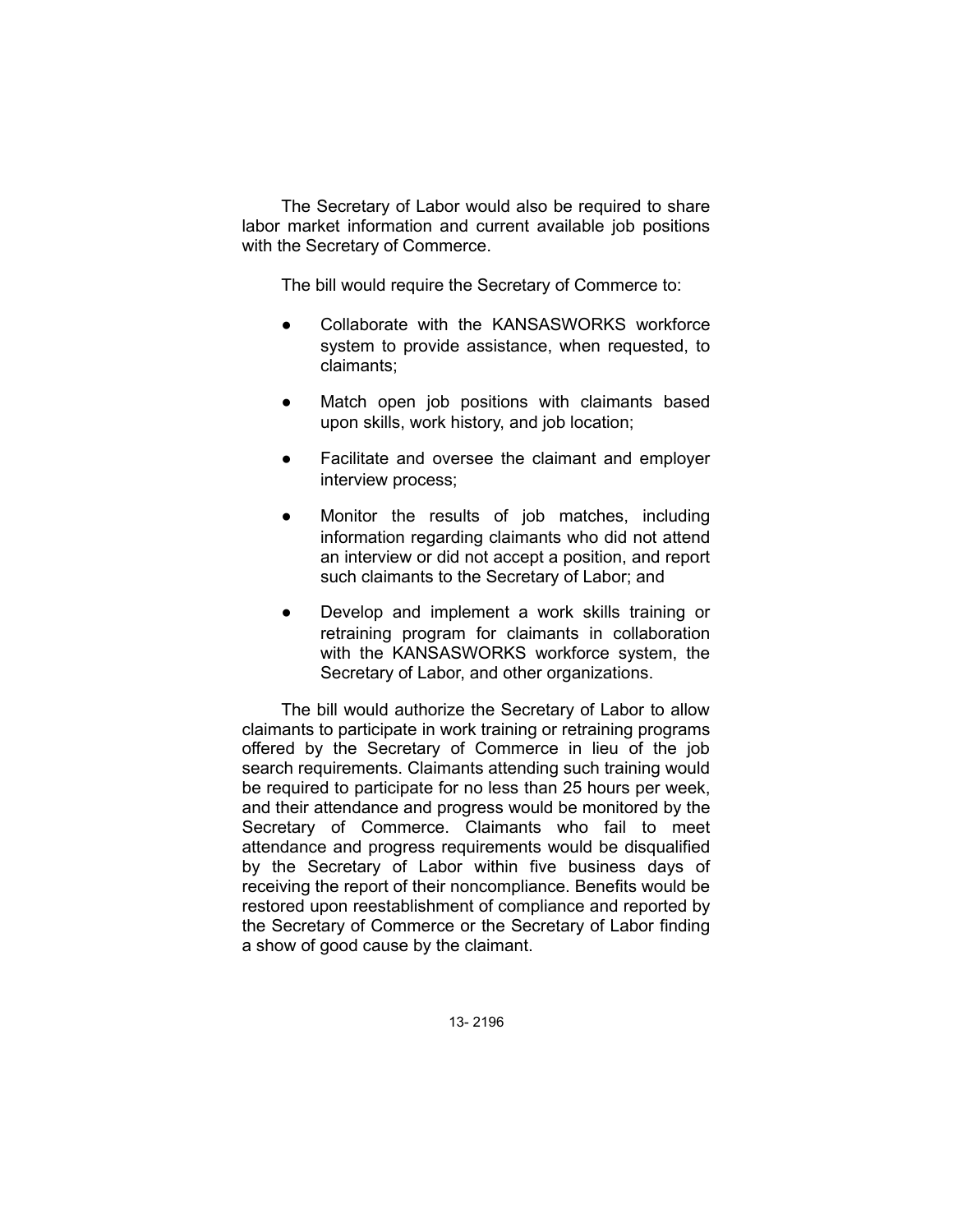The Secretary of Labor would also be required to share labor market information and current available job positions with the Secretary of Commerce.

The bill would require the Secretary of Commerce to:

- Collaborate with the KANSASWORKS workforce system to provide assistance, when requested, to claimants;
- Match open job positions with claimants based upon skills, work history, and job location;
- Facilitate and oversee the claimant and employer interview process;
- Monitor the results of job matches, including information regarding claimants who did not attend an interview or did not accept a position, and report such claimants to the Secretary of Labor; and
- Develop and implement a work skills training or retraining program for claimants in collaboration with the KANSASWORKS workforce system, the Secretary of Labor, and other organizations.

The bill would authorize the Secretary of Labor to allow claimants to participate in work training or retraining programs offered by the Secretary of Commerce in lieu of the job search requirements. Claimants attending such training would be required to participate for no less than 25 hours per week, and their attendance and progress would be monitored by the Secretary of Commerce. Claimants who fail to meet attendance and progress requirements would be disqualified by the Secretary of Labor within five business days of receiving the report of their noncompliance. Benefits would be restored upon reestablishment of compliance and reported by the Secretary of Commerce or the Secretary of Labor finding a show of good cause by the claimant.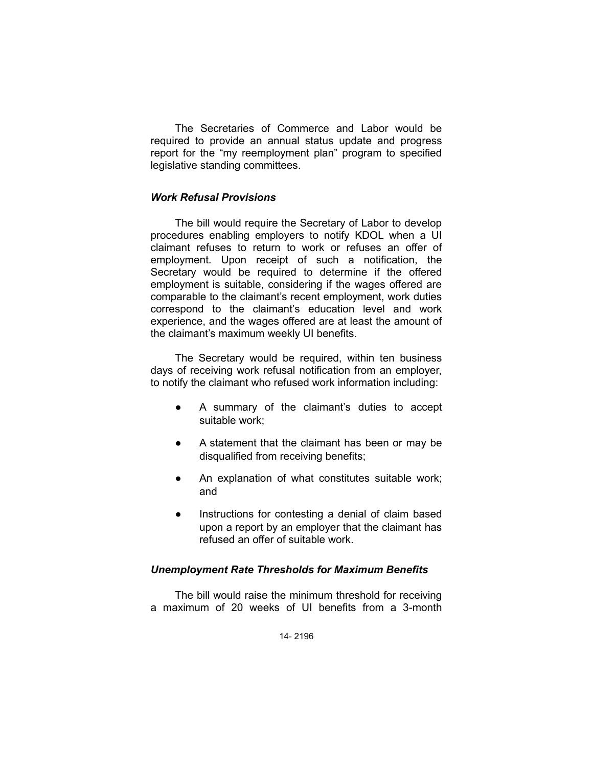The Secretaries of Commerce and Labor would be required to provide an annual status update and progress report for the "my reemployment plan" program to specified legislative standing committees.

### *Work Refusal Provisions*

The bill would require the Secretary of Labor to develop procedures enabling employers to notify KDOL when a UI claimant refuses to return to work or refuses an offer of employment. Upon receipt of such a notification, the Secretary would be required to determine if the offered employment is suitable, considering if the wages offered are comparable to the claimant's recent employment, work duties correspond to the claimant's education level and work experience, and the wages offered are at least the amount of the claimant's maximum weekly UI benefits.

The Secretary would be required, within ten business days of receiving work refusal notification from an employer, to notify the claimant who refused work information including:

- A summary of the claimant's duties to accept suitable work;
- A statement that the claimant has been or may be disqualified from receiving benefits;
- An explanation of what constitutes suitable work; and
- Instructions for contesting a denial of claim based upon a report by an employer that the claimant has refused an offer of suitable work.

### *Unemployment Rate Thresholds for Maximum Benefits*

The bill would raise the minimum threshold for receiving a maximum of 20 weeks of UI benefits from a 3-month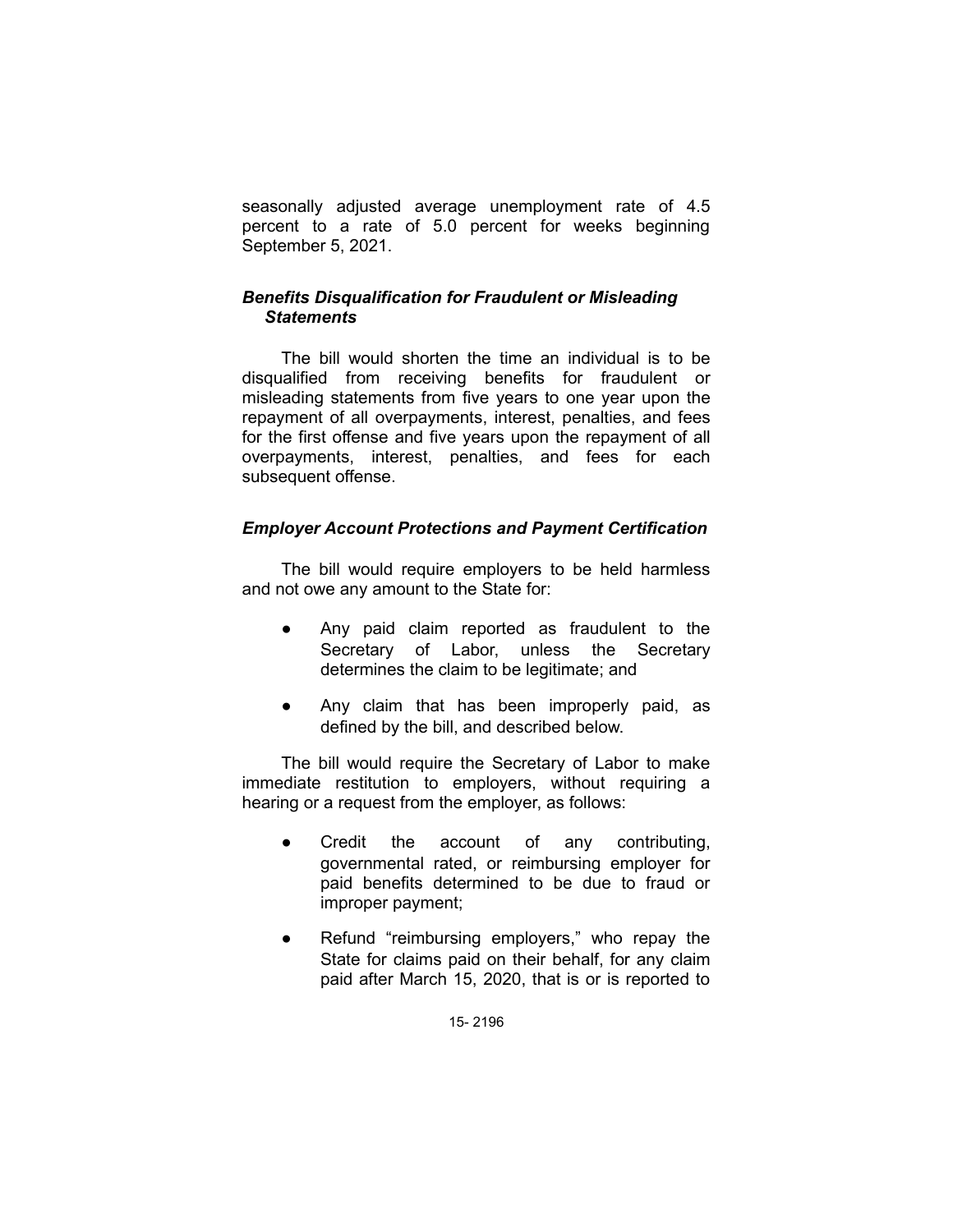seasonally adjusted average unemployment rate of 4.5 percent to a rate of 5.0 percent for weeks beginning September 5, 2021.

### *Benefits Disqualification for Fraudulent or Misleading Statements*

The bill would shorten the time an individual is to be disqualified from receiving benefits for fraudulent or misleading statements from five years to one year upon the repayment of all overpayments, interest, penalties, and fees for the first offense and five years upon the repayment of all overpayments, interest, penalties, and fees for each subsequent offense.

### *Employer Account Protections and Payment Certification*

The bill would require employers to be held harmless and not owe any amount to the State for:

- Any paid claim reported as fraudulent to the Secretary of Labor, unless the Secretary determines the claim to be legitimate; and
- Any claim that has been improperly paid, as defined by the bill, and described below.

The bill would require the Secretary of Labor to make immediate restitution to employers, without requiring a hearing or a request from the employer, as follows:

- Credit the account of any contributing, governmental rated, or reimbursing employer for paid benefits determined to be due to fraud or improper payment;
- Refund "reimbursing employers," who repay the State for claims paid on their behalf, for any claim paid after March 15, 2020, that is or is reported to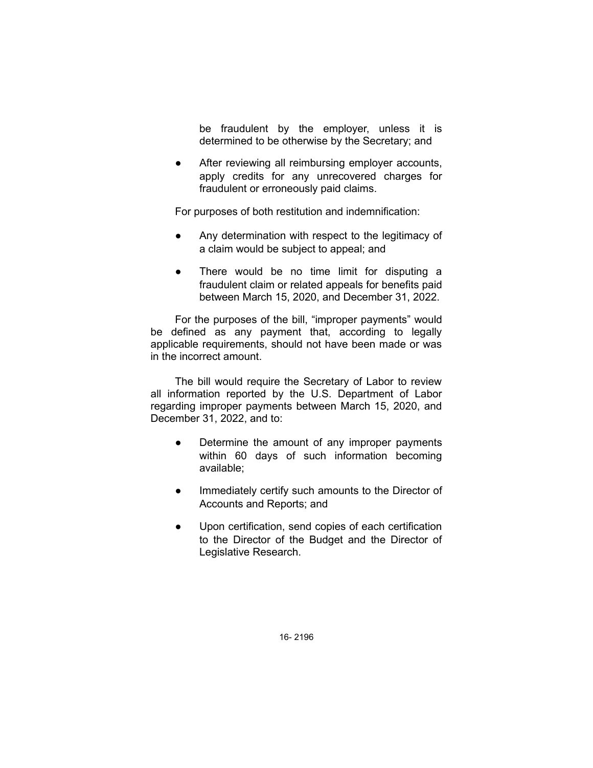be fraudulent by the employer, unless it is determined to be otherwise by the Secretary; and

- After reviewing all reimbursing employer accounts, apply credits for any unrecovered charges for fraudulent or erroneously paid claims.

For purposes of both restitution and indemnification:

- Any determination with respect to the legitimacy of a claim would be subject to appeal; and
- There would be no time limit for disputing a fraudulent claim or related appeals for benefits paid between March 15, 2020, and December 31, 2022.

For the purposes of the bill, "improper payments" would be defined as any payment that, according to legally applicable requirements, should not have been made or was in the incorrect amount.

The bill would require the Secretary of Labor to review all information reported by the U.S. Department of Labor regarding improper payments between March 15, 2020, and December 31, 2022, and to:

- Determine the amount of any improper payments within 60 days of such information becoming available;
- Immediately certify such amounts to the Director of Accounts and Reports; and
- Upon certification, send copies of each certification to the Director of the Budget and the Director of Legislative Research.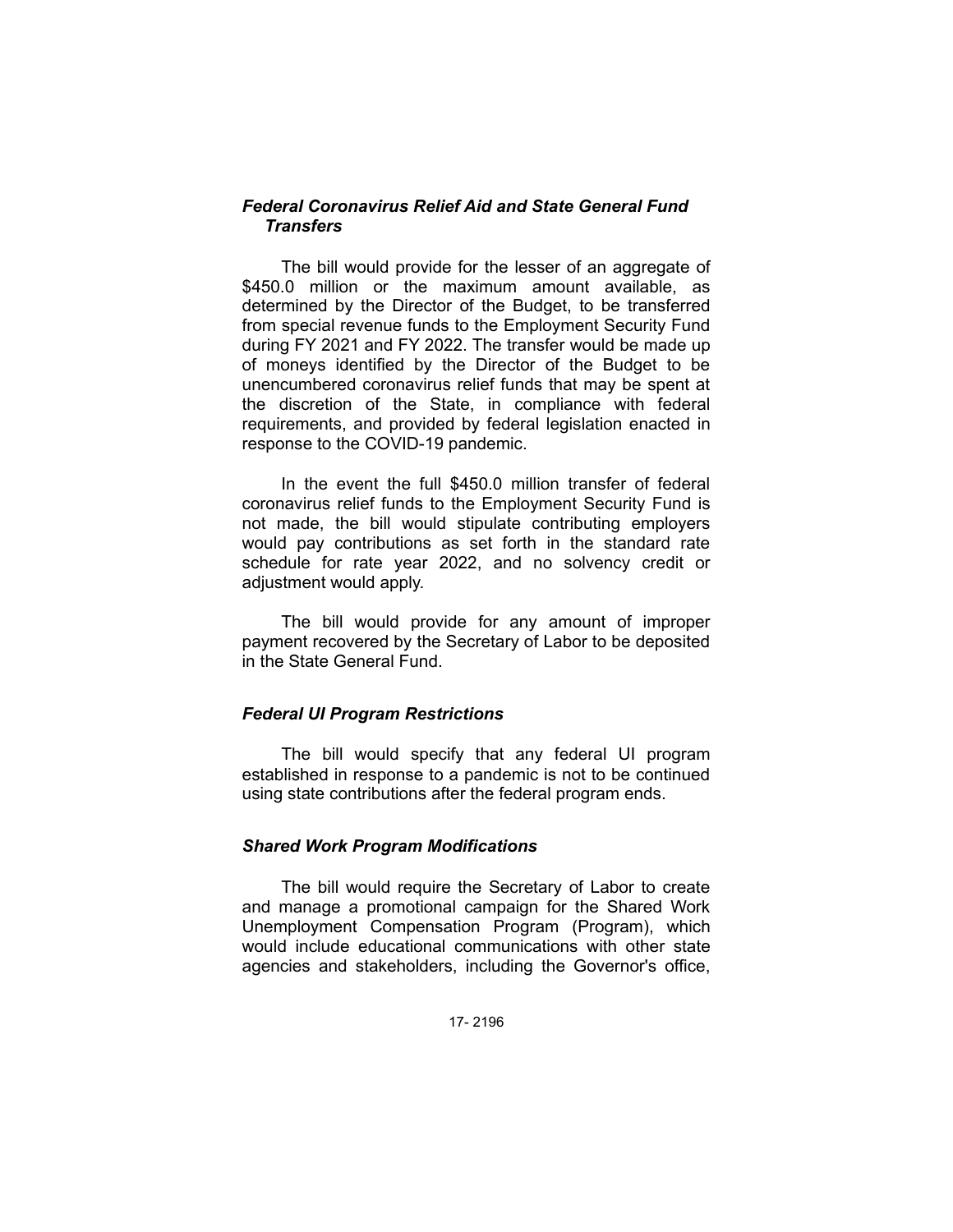### *Federal Coronavirus Relief Aid and State General Fund Transfers*

The bill would provide for the lesser of an aggregate of $450.0 million or the maximum amount available, as determined by the Director of the Budget, to be transferred from special revenue funds to the Employment Security Fund during FY 2021 and FY 2022. The transfer would be made up of moneys identified by the Director of the Budget to be unencumbered coronavirus relief funds that may be spent at the discretion of the State, in compliance with federal requirements, and provided by federal legislation enacted in response to the COVID-19 pandemic.

In the event the full $450.0 million transfer of federal coronavirus relief funds to the Employment Security Fund is not made, the bill would stipulate contributing employers would pay contributions as set forth in the standard rate schedule for rate year 2022, and no solvency credit or adjustment would apply.

The bill would provide for any amount of improper payment recovered by the Secretary of Labor to be deposited in the State General Fund.

### *Federal UI Program Restrictions*

The bill would specify that any federal UI program established in response to a pandemic is not to be continued using state contributions after the federal program ends.

### *Shared Work Program Modifications*

The bill would require the Secretary of Labor to create and manage a promotional campaign for the Shared Work Unemployment Compensation Program (Program), which would include educational communications with other state agencies and stakeholders, including the Governor's office,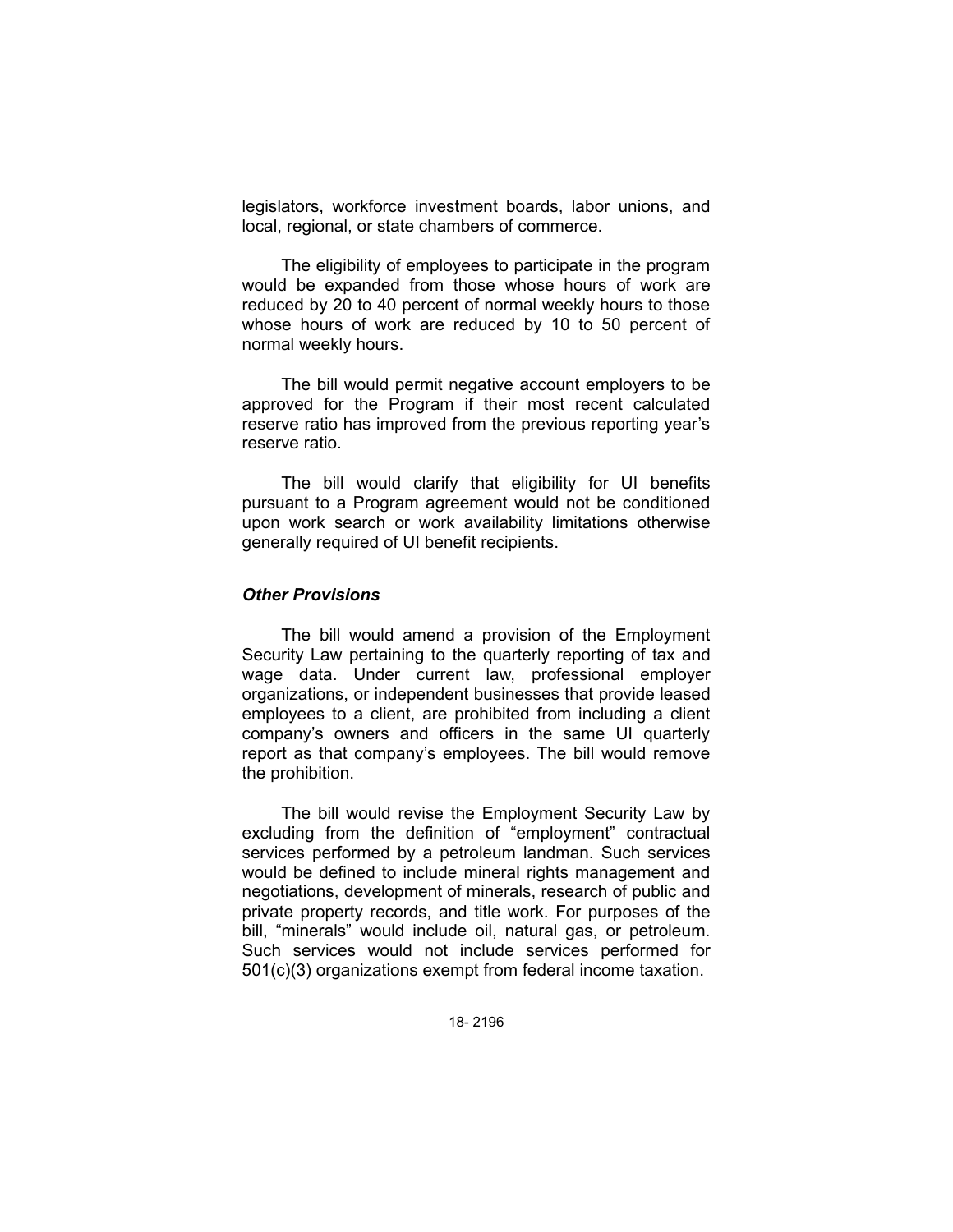legislators, workforce investment boards, labor unions, and local, regional, or state chambers of commerce.

The eligibility of employees to participate in the program would be expanded from those whose hours of work are reduced by 20 to 40 percent of normal weekly hours to those whose hours of work are reduced by 10 to 50 percent of normal weekly hours.

The bill would permit negative account employers to be approved for the Program if their most recent calculated reserve ratio has improved from the previous reporting year's reserve ratio.

The bill would clarify that eligibility for UI benefits pursuant to a Program agreement would not be conditioned upon work search or work availability limitations otherwise generally required of UI benefit recipients.

### *Other Provisions*

The bill would amend a provision of the Employment Security Law pertaining to the quarterly reporting of tax and wage data. Under current law, professional employer organizations, or independent businesses that provide leased employees to a client, are prohibited from including a client company's owners and officers in the same UI quarterly report as that company's employees. The bill would remove the prohibition.

The bill would revise the Employment Security Law by excluding from the definition of "employment" contractual services performed by a petroleum landman. Such services would be defined to include mineral rights management and negotiations, development of minerals, research of public and private property records, and title work. For purposes of the bill, "minerals" would include oil, natural gas, or petroleum. Such services would not include services performed for 501(c)(3) organizations exempt from federal income taxation.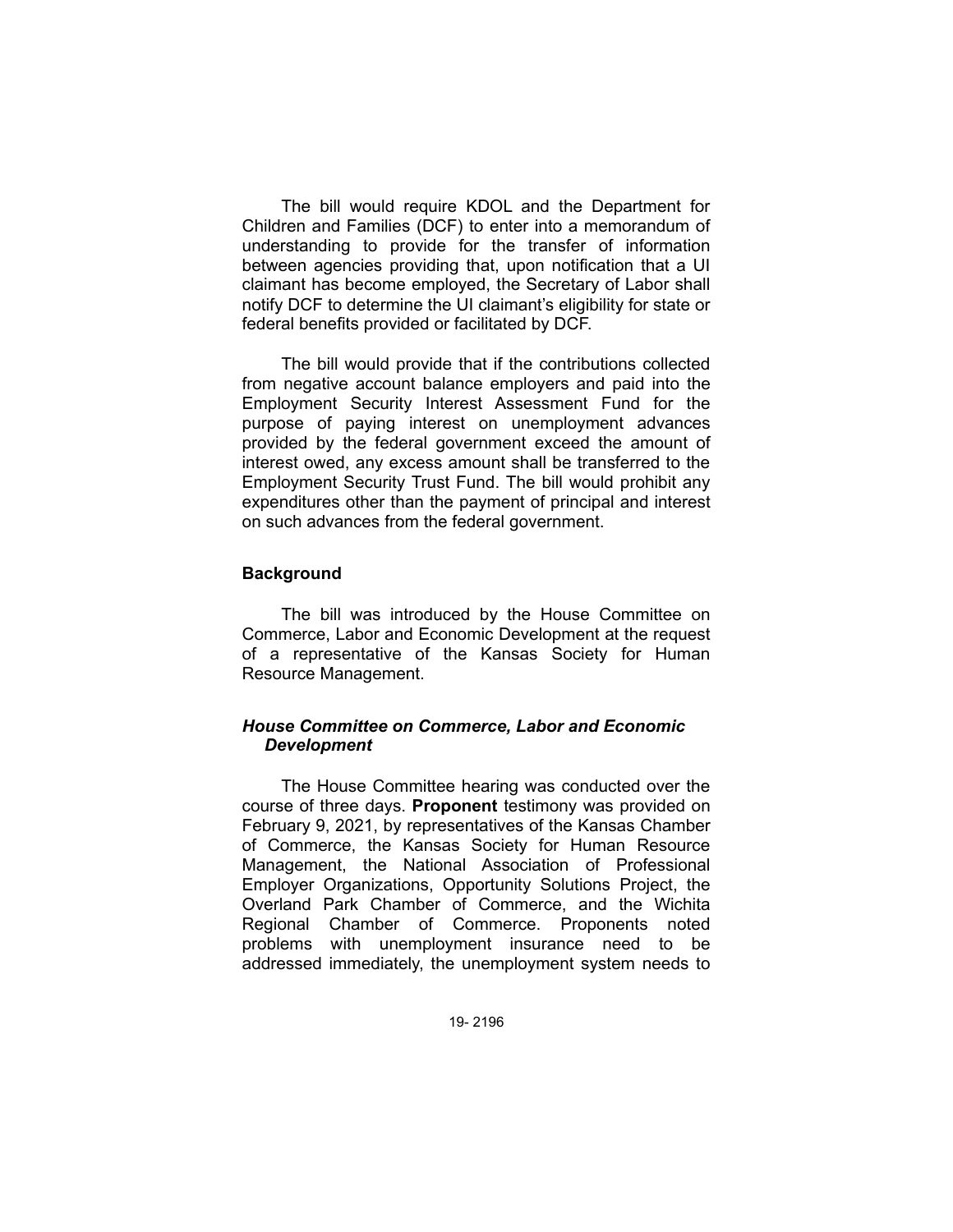The bill would require KDOL and the Department for Children and Families (DCF) to enter into a memorandum of understanding to provide for the transfer of information between agencies providing that, upon notification that a UI claimant has become employed, the Secretary of Labor shall notify DCF to determine the UI claimant's eligibility for state or federal benefits provided or facilitated by DCF.

The bill would provide that if the contributions collected from negative account balance employers and paid into the Employment Security Interest Assessment Fund for the purpose of paying interest on unemployment advances provided by the federal government exceed the amount of interest owed, any excess amount shall be transferred to the Employment Security Trust Fund. The bill would prohibit any expenditures other than the payment of principal and interest on such advances from the federal government.

## Background

The bill was introduced by the House Committee on Commerce, Labor and Economic Development at the request of a representative of the Kansas Society for Human Resource Management.

### *House Committee on Commerce, Labor and Economic Development*

The House Committee hearing was conducted over the course of three days. **Proponent** testimony was provided on February 9, 2021, by representatives of the Kansas Chamber of Commerce, the Kansas Society for Human Resource Management, the National Association of Professional Employer Organizations, Opportunity Solutions Project, the Overland Park Chamber of Commerce, and the Wichita Regional Chamber of Commerce. Proponents noted problems with unemployment insurance need to be addressed immediately, the unemployment system needs to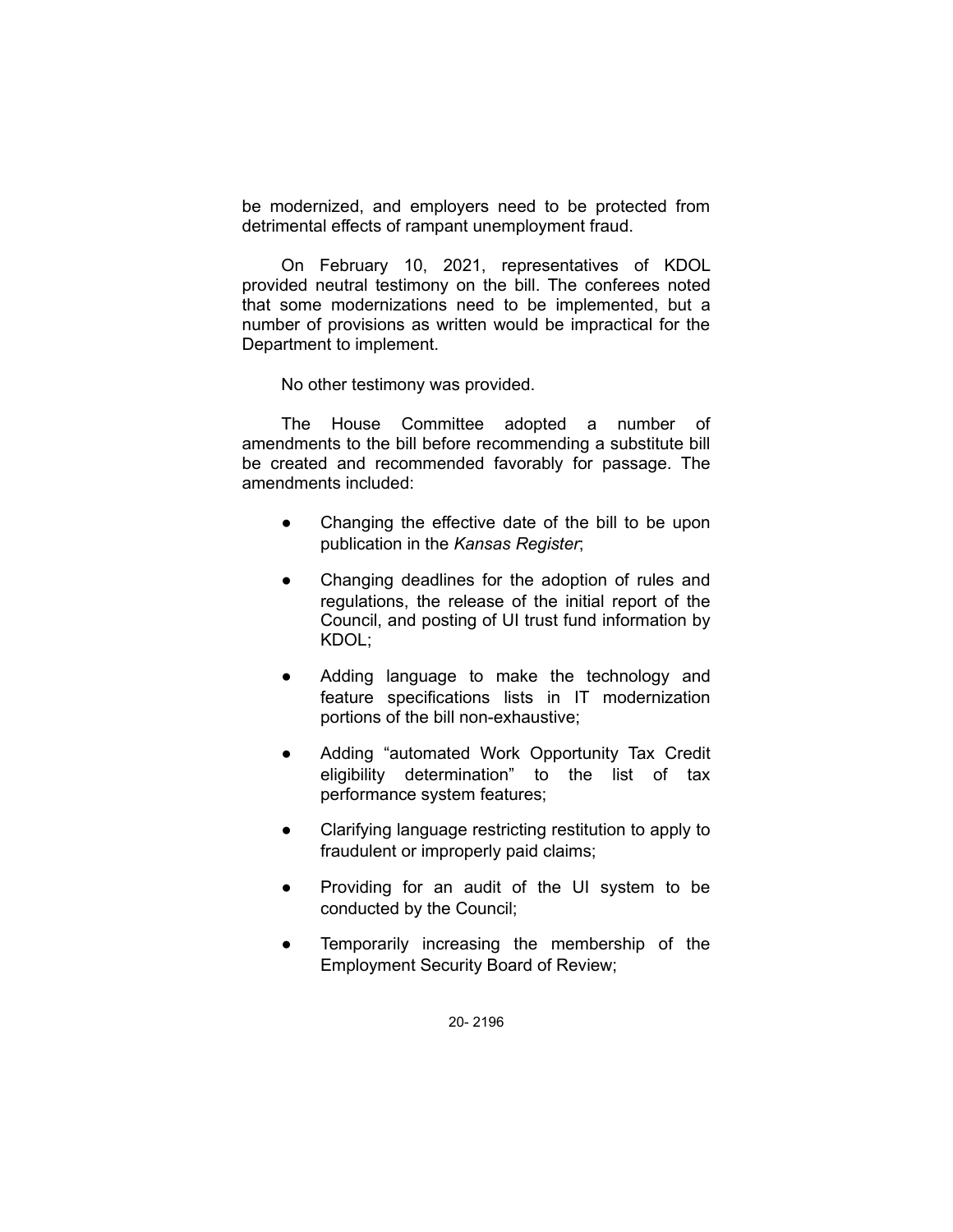be modernized, and employers need to be protected from detrimental effects of rampant unemployment fraud.

On February 10, 2021, representatives of KDOL provided neutral testimony on the bill. The conferees noted that some modernizations need to be implemented, but a number of provisions as written would be impractical for the Department to implement.

No other testimony was provided.

The House Committee adopted a number of amendments to the bill before recommending a substitute bill be created and recommended favorably for passage. The amendments included:

- Changing the effective date of the bill to be upon publication in the *Kansas Register*;
- Changing deadlines for the adoption of rules and regulations, the release of the initial report of the Council, and posting of UI trust fund information by KDOL;
- Adding language to make the technology and feature specifications lists in IT modernization portions of the bill non-exhaustive;
- Adding "automated Work Opportunity Tax Credit eligibility determination" to the list of tax performance system features;
- Clarifying language restricting restitution to apply to fraudulent or improperly paid claims;
- Providing for an audit of the UI system to be conducted by the Council;
- Temporarily increasing the membership of the Employment Security Board of Review;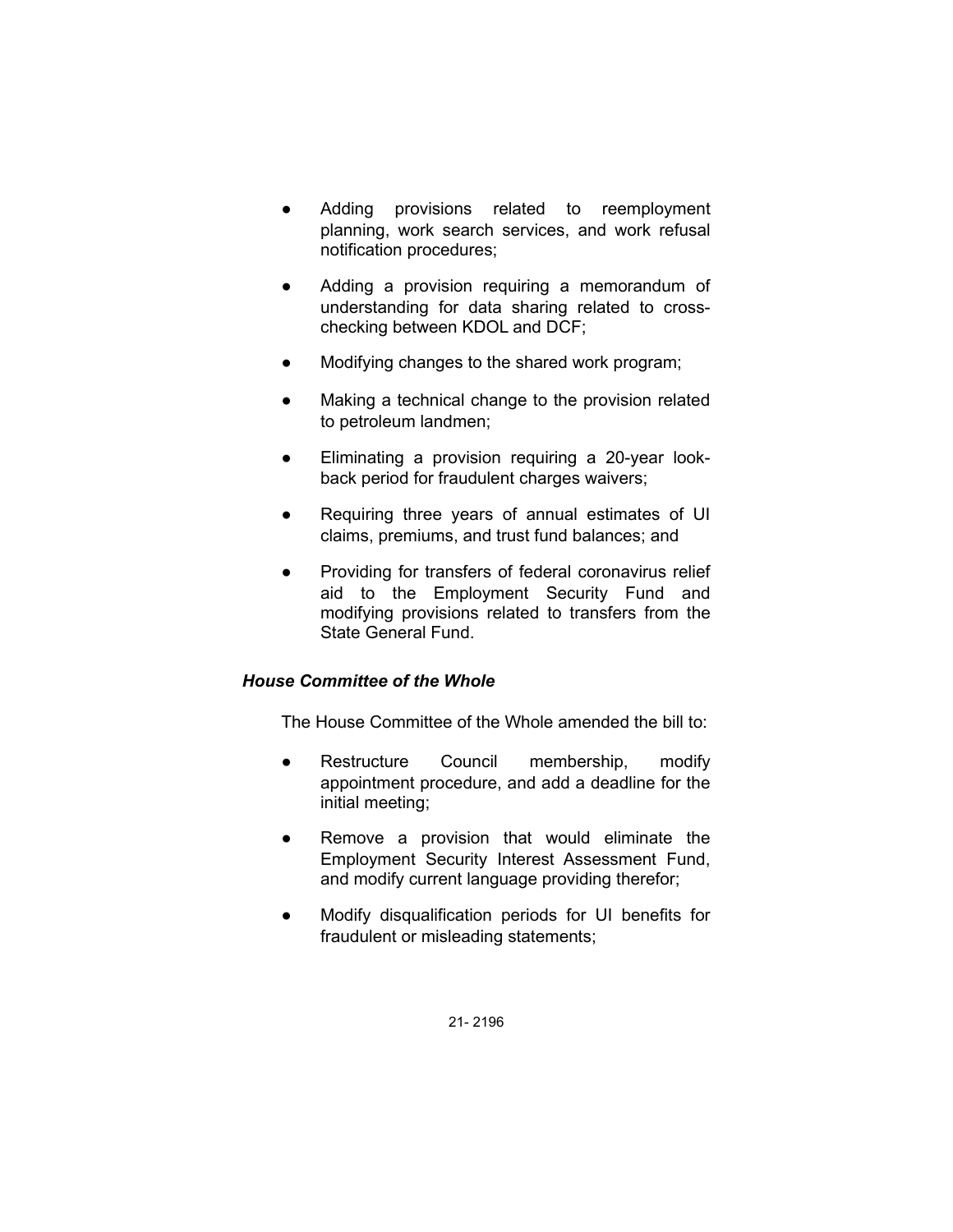- Adding provisions related to reemployment planning, work search services, and work refusal notification procedures;
- Adding a provision requiring a memorandum of understanding for data sharing related to cross-checking between KDOL and DCF;
- Modifying changes to the shared work program;
- Making a technical change to the provision related to petroleum landmen;
- Eliminating a provision requiring a 20-year look-back period for fraudulent charges waivers;
- Requiring three years of annual estimates of UI claims, premiums, and trust fund balances; and
- Providing for transfers of federal coronavirus relief aid to the Employment Security Fund and modifying provisions related to transfers from the State General Fund.

### *House Committee of the Whole*

The House Committee of the Whole amended the bill to:

- Restructure Council membership, modify appointment procedure, and add a deadline for the initial meeting;
- Remove a provision that would eliminate the Employment Security Interest Assessment Fund, and modify current language providing therefor;
- Modify disqualification periods for UI benefits for fraudulent or misleading statements;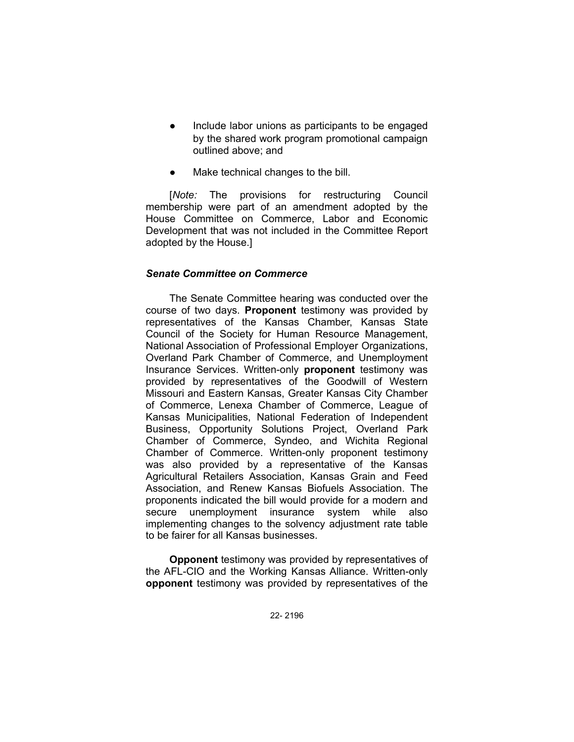- Include labor unions as participants to be engaged by the shared work program promotional campaign outlined above; and
- Make technical changes to the bill.

[*Note:* The provisions for restructuring Council membership were part of an amendment adopted by the House Committee on Commerce, Labor and Economic Development that was not included in the Committee Report adopted by the House.]

### *Senate Committee on Commerce*

The Senate Committee hearing was conducted over the course of two days. **Proponent** testimony was provided by representatives of the Kansas Chamber, Kansas State Council of the Society for Human Resource Management, National Association of Professional Employer Organizations, Overland Park Chamber of Commerce, and Unemployment Insurance Services. Written-only **proponent** testimony was provided by representatives of the Goodwill of Western Missouri and Eastern Kansas, Greater Kansas City Chamber of Commerce, Lenexa Chamber of Commerce, League of Kansas Municipalities, National Federation of Independent Business, Opportunity Solutions Project, Overland Park Chamber of Commerce, Syndeo, and Wichita Regional Chamber of Commerce. Written-only proponent testimony was also provided by a representative of the Kansas Agricultural Retailers Association, Kansas Grain and Feed Association, and Renew Kansas Biofuels Association. The proponents indicated the bill would provide for a modern and secure unemployment insurance system while also implementing changes to the solvency adjustment rate table to be fairer for all Kansas businesses.

**Opponent** testimony was provided by representatives of the AFL-CIO and the Working Kansas Alliance. Written-only **opponent** testimony was provided by representatives of the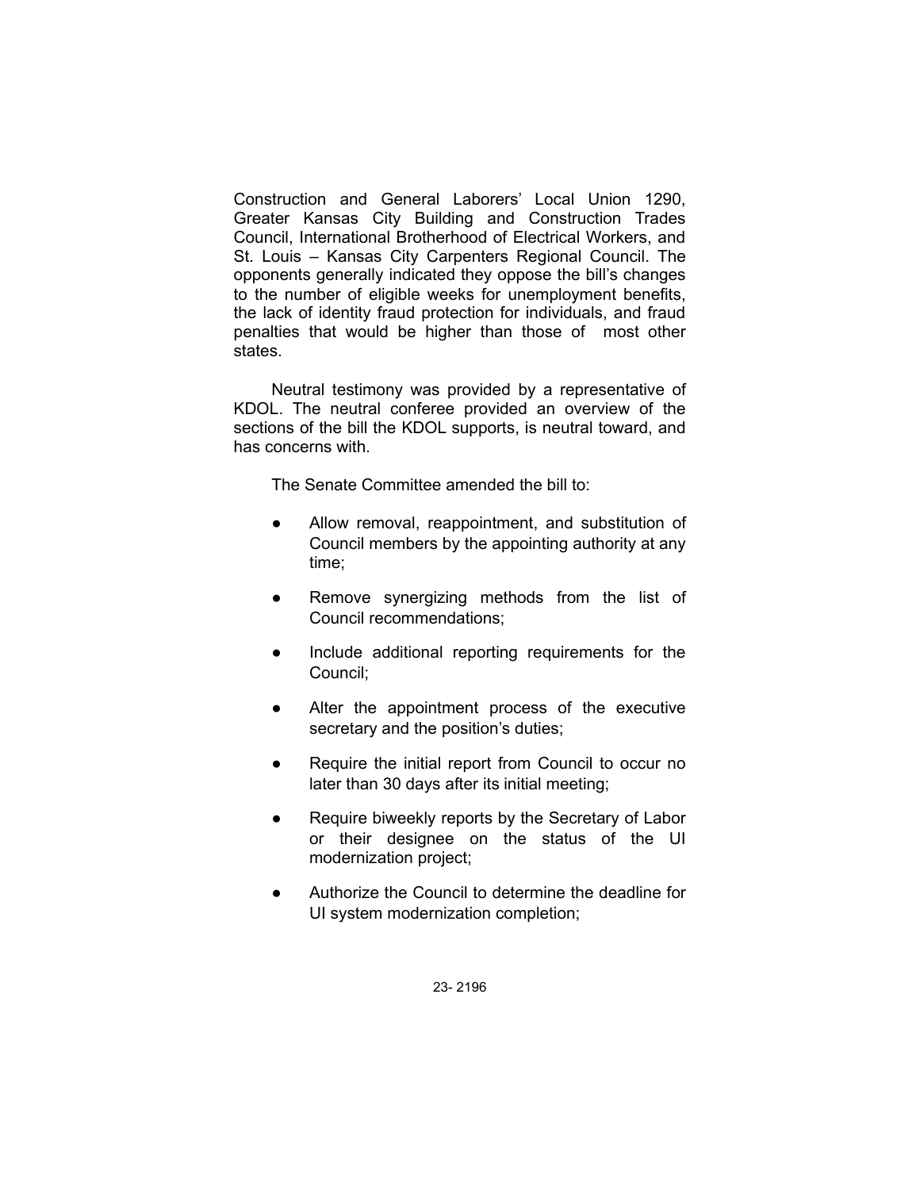Construction and General Laborers' Local Union 1290, Greater Kansas City Building and Construction Trades Council, International Brotherhood of Electrical Workers, and St. Louis – Kansas City Carpenters Regional Council. The opponents generally indicated they oppose the bill's changes to the number of eligible weeks for unemployment benefits, the lack of identity fraud protection for individuals, and fraud penalties that would be higher than those of most other states.

Neutral testimony was provided by a representative of KDOL. The neutral conferee provided an overview of the sections of the bill the KDOL supports, is neutral toward, and has concerns with.

The Senate Committee amended the bill to:

- Allow removal, reappointment, and substitution of Council members by the appointing authority at any time;
- Remove synergizing methods from the list of Council recommendations;
- Include additional reporting requirements for the Council;
- Alter the appointment process of the executive secretary and the position's duties;
- Require the initial report from Council to occur no later than 30 days after its initial meeting;
- Require biweekly reports by the Secretary of Labor or their designee on the status of the UI modernization project;
- Authorize the Council to determine the deadline for UI system modernization completion;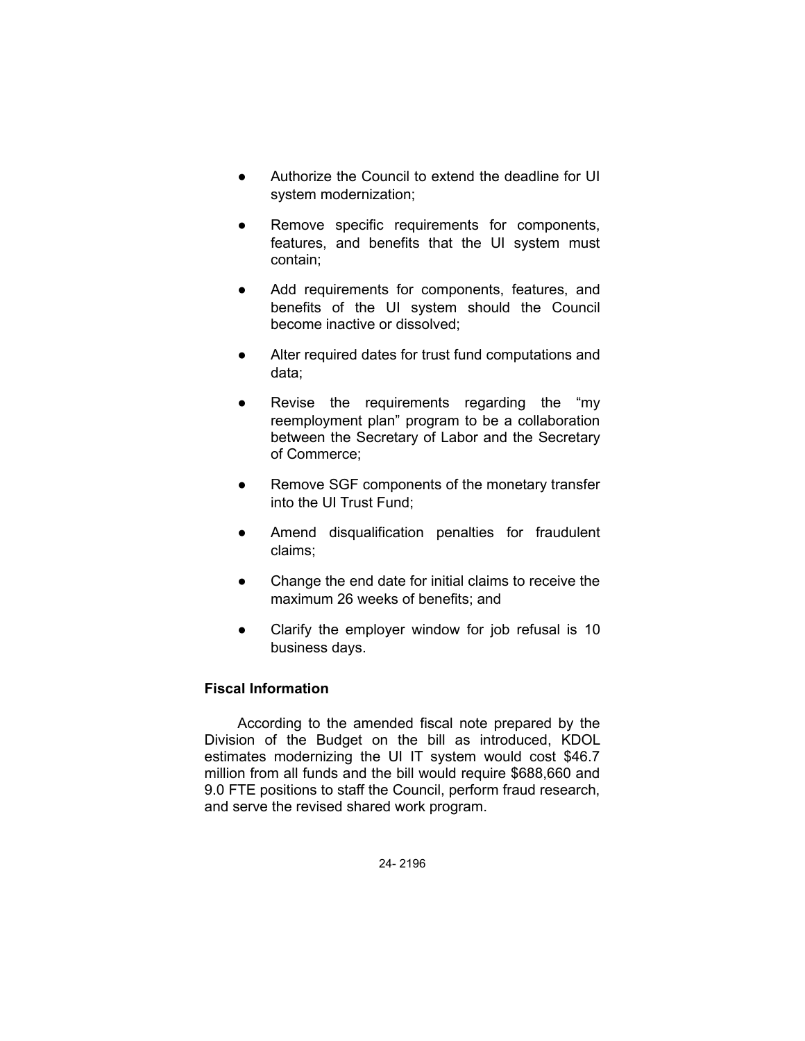- Authorize the Council to extend the deadline for UI system modernization;
- Remove specific requirements for components, features, and benefits that the UI system must contain;
- Add requirements for components, features, and benefits of the UI system should the Council become inactive or dissolved;
- Alter required dates for trust fund computations and data;
- Revise the requirements regarding the "my reemployment plan" program to be a collaboration between the Secretary of Labor and the Secretary of Commerce;
- Remove SGF components of the monetary transfer into the UI Trust Fund;
- Amend disqualification penalties for fraudulent claims;
- Change the end date for initial claims to receive the maximum 26 weeks of benefits; and
- Clarify the employer window for job refusal is 10 business days.

**Fiscal Information**

According to the amended fiscal note prepared by the Division of the Budget on the bill as introduced, KDOL estimates modernizing the UI IT system would cost $46.7 million from all funds and the bill would require $688,660 and 9.0 FTE positions to staff the Council, perform fraud research, and serve the revised shared work program.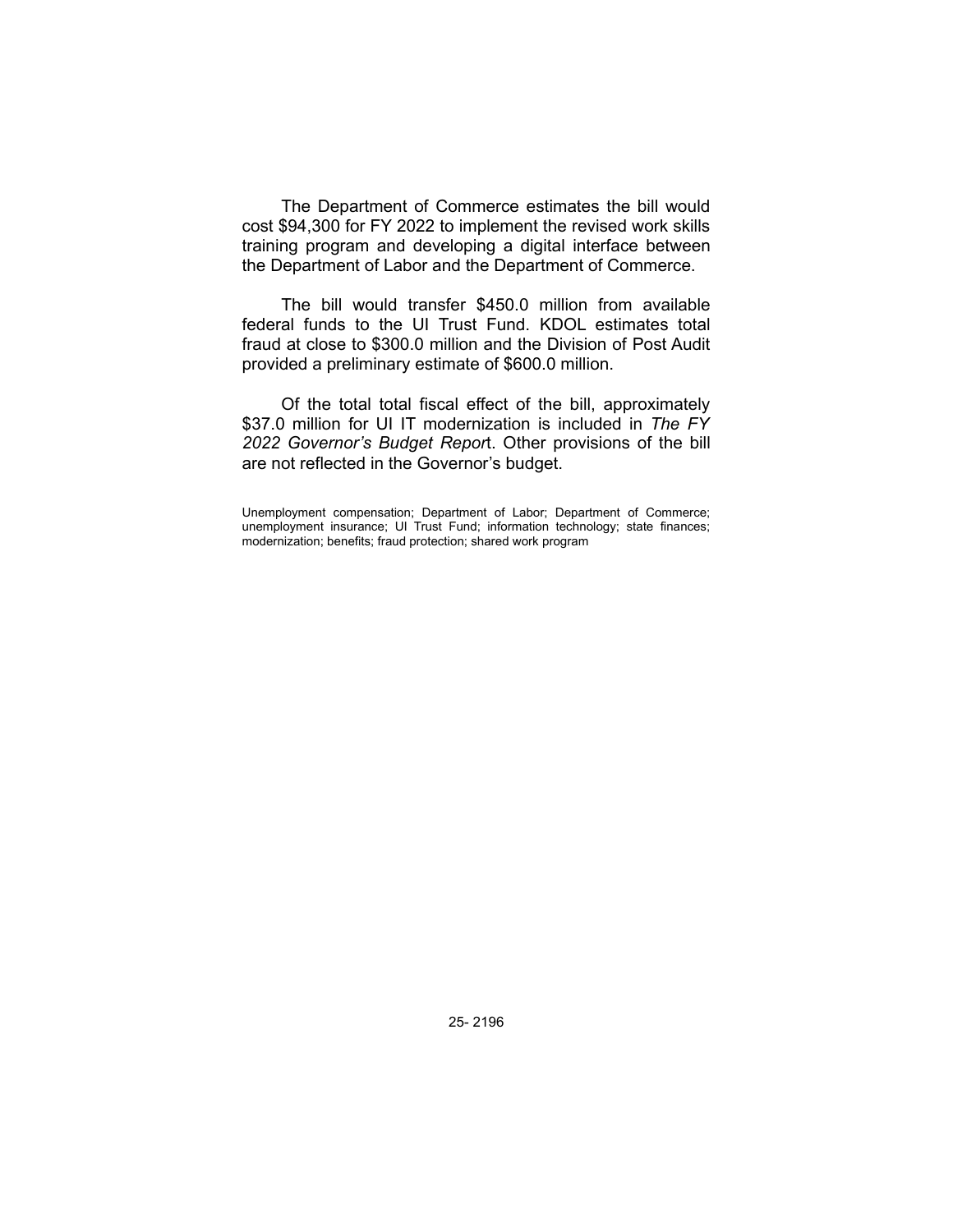The Department of Commerce estimates the bill would cost $94,300 for FY 2022 to implement the revised work skills training program and developing a digital interface between the Department of Labor and the Department of Commerce.

The bill would transfer $450.0 million from available federal funds to the UI Trust Fund. KDOL estimates total fraud at close to $300.0 million and the Division of Post Audit provided a preliminary estimate of $600.0 million.

Of the total total fiscal effect of the bill, approximately $37.0 million for UI IT modernization is included in *The FY 2022 Governor's Budget Repor*t. Other provisions of the bill are not reflected in the Governor's budget.

Unemployment compensation; Department of Labor; Department of Commerce; unemployment insurance; UI Trust Fund; information technology; state finances; modernization; benefits; fraud protection; shared work program